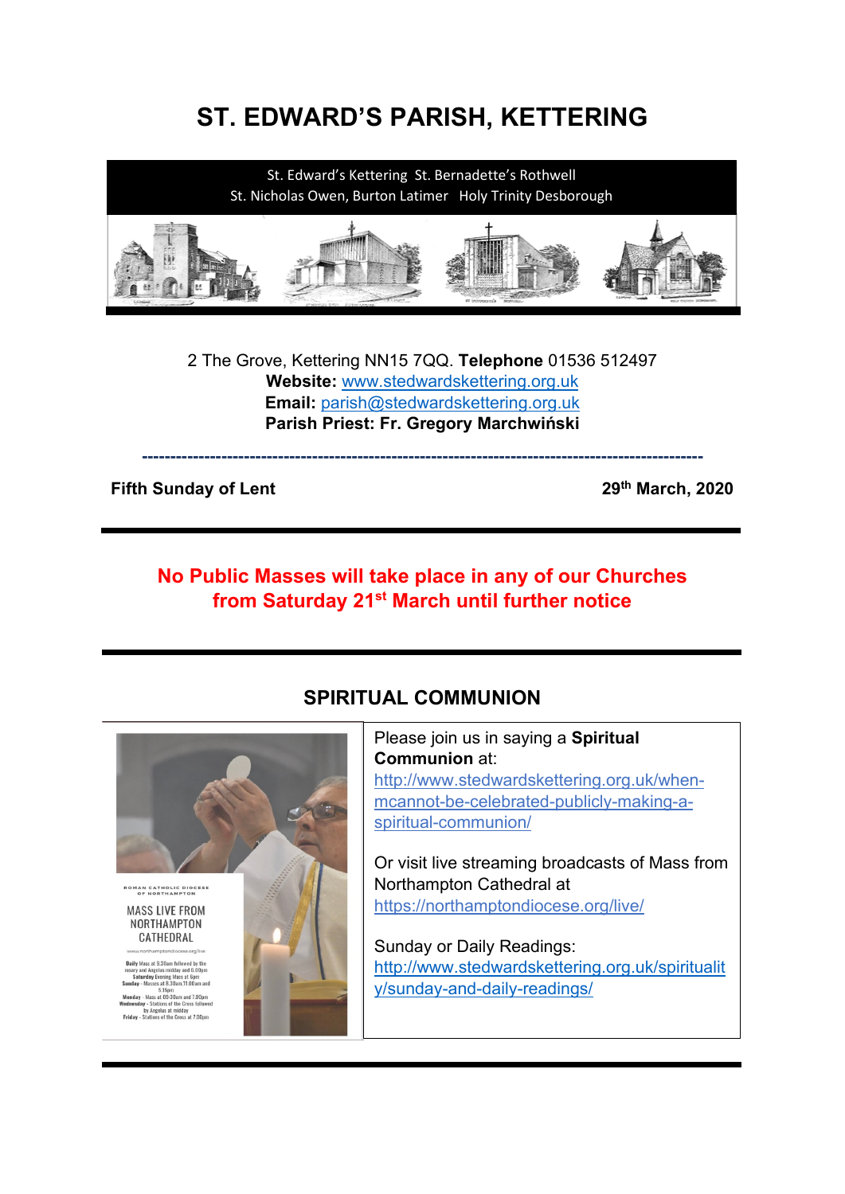# ST. EDWARD'S PARISH, KETTERING

St. Edward's Kettering St. Bernadette's Rothwell
St. Nicholas Owen, Burton Latimer Holy Trinity Desborough

2 The Grove, Kettering NN15 7QQ. **Telephone** 01536 512497
**Website:** www.stedwardskettering.org.uk
**Email:** parish@stedwardskettering.org.uk
**Parish Priest: Fr. Gregory Marchwiński**

---

**Fifth Sunday of Lent** **29th March, 2020**

---

**No Public Masses will take place in any of our Churches from Saturday 21st March until further notice**

---

## SPIRITUAL COMMUNION

ROMAN CATHOLIC DIOCESE OF NORTHAMPTON

MASS LIVE FROM NORTHAMPTON CATHEDRAL

www.northamptondiocese.org/live

**Daily** Mass at 9.30am followed by the rosary and Angelus midday and 6.00pm
**Saturday** Evening Mass at 6pm
**Sunday** - Masses at 8.30am,11.00am and 5.15pm
**Monday** - Mass at 09:30am and 7.00pm
**Wednesday** - Stations of the Cross followed by Angelus at midday
**Friday** - Stations of the Cross at 7.00pm

Please join us in saying a **Spiritual Communion** at:
http://www.stedwardskettering.org.uk/when-mcannot-be-celebrated-publicly-making-a-spiritual-communion/

Or visit live streaming broadcasts of Mass from Northampton Cathedral at
https://northamptondiocese.org/live/

Sunday or Daily Readings:
http://www.stedwardskettering.org.uk/spirituality/sunday-and-daily-readings/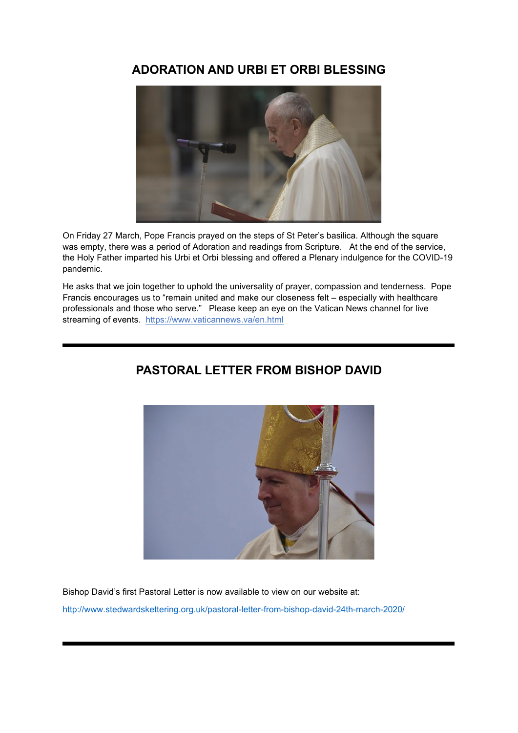## ADORATION AND URBI ET ORBI BLESSING

On Friday 27 March, Pope Francis prayed on the steps of St Peter's basilica. Although the square was empty, there was a period of Adoration and readings from Scripture. At the end of the service, the Holy Father imparted his Urbi et Orbi blessing and offered a Plenary indulgence for the COVID-19 pandemic.

He asks that we join together to uphold the universality of prayer, compassion and tenderness. Pope Francis encourages us to "remain united and make our closeness felt – especially with healthcare professionals and those who serve." Please keep an eye on the Vatican News channel for live streaming of events. https://www.vaticannews.va/en.html

---

## PASTORAL LETTER FROM BISHOP DAVID

Bishop David's first Pastoral Letter is now available to view on our website at:

http://www.stedwardskettering.org.uk/pastoral-letter-from-bishop-david-24th-march-2020/

---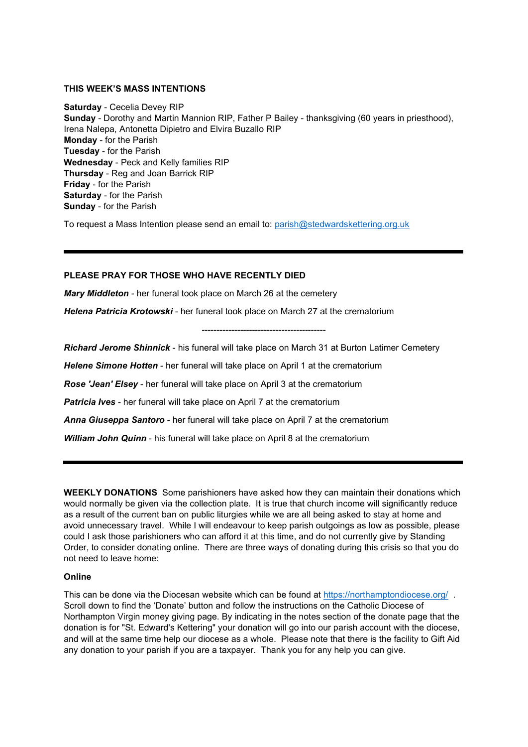**THIS WEEK'S MASS INTENTIONS**

**Saturday** - Cecelia Devey RIP
**Sunday** - Dorothy and Martin Mannion RIP, Father P Bailey - thanksgiving (60 years in priesthood), Irena Nalepa, Antonetta Dipietro and Elvira Buzallo RIP
**Monday** - for the Parish
**Tuesday** - for the Parish
**Wednesday** - Peck and Kelly families RIP
**Thursday** - Reg and Joan Barrick RIP
**Friday** - for the Parish
**Saturday** - for the Parish
**Sunday** - for the Parish

To request a Mass Intention please send an email to: parish@stedwardskettering.org.uk

---

**PLEASE PRAY FOR THOSE WHO HAVE RECENTLY DIED**

***Mary Middleton*** - her funeral took place on March 26 at the cemetery

***Helena Patricia Krotowski*** - her funeral took place on March 27 at the crematorium

------------------------------------------

***Richard Jerome Shinnick*** - his funeral will take place on March 31 at Burton Latimer Cemetery

***Helene Simone Hotten*** - her funeral will take place on April 1 at the crematorium

***Rose 'Jean' Elsey*** - her funeral will take place on April 3 at the crematorium

***Patricia Ives*** - her funeral will take place on April 7 at the crematorium

***Anna Giuseppa Santoro*** - her funeral will take place on April 7 at the crematorium

***William John Quinn*** - his funeral will take place on April 8 at the crematorium

---

**WEEKLY DONATIONS** Some parishioners have asked how they can maintain their donations which would normally be given via the collection plate. It is true that church income will significantly reduce as a result of the current ban on public liturgies while we are all being asked to stay at home and avoid unnecessary travel. While I will endeavour to keep parish outgoings as low as possible, please could I ask those parishioners who can afford it at this time, and do not currently give by Standing Order, to consider donating online. There are three ways of donating during this crisis so that you do not need to leave home:

**Online**

This can be done via the Diocesan website which can be found at https://northamptondiocese.org/ . Scroll down to find the 'Donate' button and follow the instructions on the Catholic Diocese of Northampton Virgin money giving page. By indicating in the notes section of the donate page that the donation is for "St. Edward's Kettering" your donation will go into our parish account with the diocese, and will at the same time help our diocese as a whole. Please note that there is the facility to Gift Aid any donation to your parish if you are a taxpayer. Thank you for any help you can give.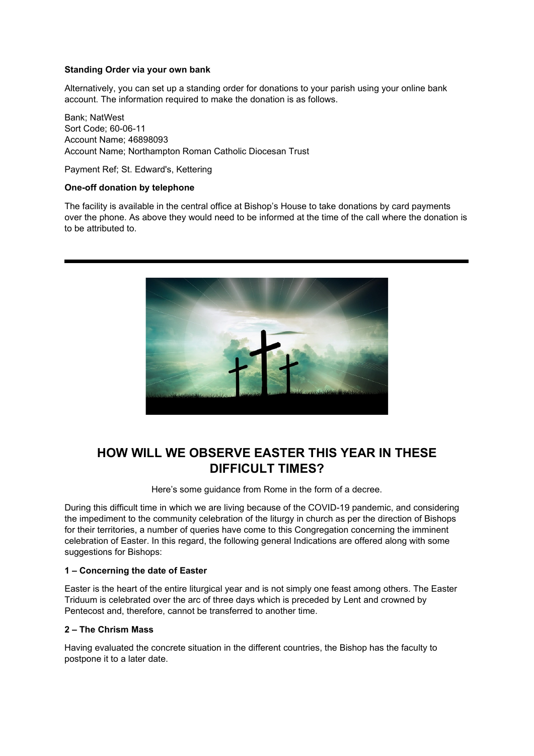**Standing Order via your own bank**

Alternatively, you can set up a standing order for donations to your parish using your online bank account. The information required to make the donation is as follows.

Bank; NatWest
Sort Code; 60-06-11
Account Name; 46898093
Account Name; Northampton Roman Catholic Diocesan Trust

Payment Ref; St. Edward's, Kettering

**One-off donation by telephone**

The facility is available in the central office at Bishop's House to take donations by card payments over the phone. As above they would need to be informed at the time of the call where the donation is to be attributed to.

---

## HOW WILL WE OBSERVE EASTER THIS YEAR IN THESE DIFFICULT TIMES?

Here's some guidance from Rome in the form of a decree.

During this difficult time in which we are living because of the COVID-19 pandemic, and considering the impediment to the community celebration of the liturgy in church as per the direction of Bishops for their territories, a number of queries have come to this Congregation concerning the imminent celebration of Easter. In this regard, the following general Indications are offered along with some suggestions for Bishops:

**1 – Concerning the date of Easter**

Easter is the heart of the entire liturgical year and is not simply one feast among others. The Easter Triduum is celebrated over the arc of three days which is preceded by Lent and crowned by Pentecost and, therefore, cannot be transferred to another time.

**2 – The Chrism Mass**

Having evaluated the concrete situation in the different countries, the Bishop has the faculty to postpone it to a later date.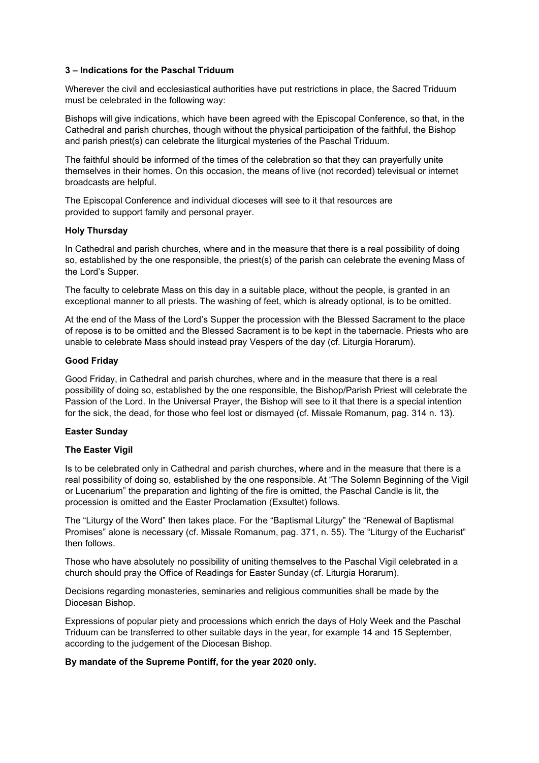### 3 – Indications for the Paschal Triduum

Wherever the civil and ecclesiastical authorities have put restrictions in place, the Sacred Triduum must be celebrated in the following way:

Bishops will give indications, which have been agreed with the Episcopal Conference, so that, in the Cathedral and parish churches, though without the physical participation of the faithful, the Bishop and parish priest(s) can celebrate the liturgical mysteries of the Paschal Triduum.

The faithful should be informed of the times of the celebration so that they can prayerfully unite themselves in their homes. On this occasion, the means of live (not recorded) televisual or internet broadcasts are helpful.

The Episcopal Conference and individual dioceses will see to it that resources are provided to support family and personal prayer.

**Holy Thursday**

In Cathedral and parish churches, where and in the measure that there is a real possibility of doing so, established by the one responsible, the priest(s) of the parish can celebrate the evening Mass of the Lord's Supper.

The faculty to celebrate Mass on this day in a suitable place, without the people, is granted in an exceptional manner to all priests. The washing of feet, which is already optional, is to be omitted.

At the end of the Mass of the Lord's Supper the procession with the Blessed Sacrament to the place of repose is to be omitted and the Blessed Sacrament is to be kept in the tabernacle. Priests who are unable to celebrate Mass should instead pray Vespers of the day (cf. Liturgia Horarum).

**Good Friday**

Good Friday, in Cathedral and parish churches, where and in the measure that there is a real possibility of doing so, established by the one responsible, the Bishop/Parish Priest will celebrate the Passion of the Lord. In the Universal Prayer, the Bishop will see to it that there is a special intention for the sick, the dead, for those who feel lost or dismayed (cf. Missale Romanum, pag. 314 n. 13).

**Easter Sunday**

**The Easter Vigil**

Is to be celebrated only in Cathedral and parish churches, where and in the measure that there is a real possibility of doing so, established by the one responsible. At "The Solemn Beginning of the Vigil or Lucenarium" the preparation and lighting of the fire is omitted, the Paschal Candle is lit, the procession is omitted and the Easter Proclamation (Exsultet) follows.

The "Liturgy of the Word" then takes place. For the "Baptismal Liturgy" the "Renewal of Baptismal Promises" alone is necessary (cf. Missale Romanum, pag. 371, n. 55). The "Liturgy of the Eucharist" then follows.

Those who have absolutely no possibility of uniting themselves to the Paschal Vigil celebrated in a church should pray the Office of Readings for Easter Sunday (cf. Liturgia Horarum).

Decisions regarding monasteries, seminaries and religious communities shall be made by the Diocesan Bishop.

Expressions of popular piety and processions which enrich the days of Holy Week and the Paschal Triduum can be transferred to other suitable days in the year, for example 14 and 15 September, according to the judgement of the Diocesan Bishop.

**By mandate of the Supreme Pontiff, for the year 2020 only.**